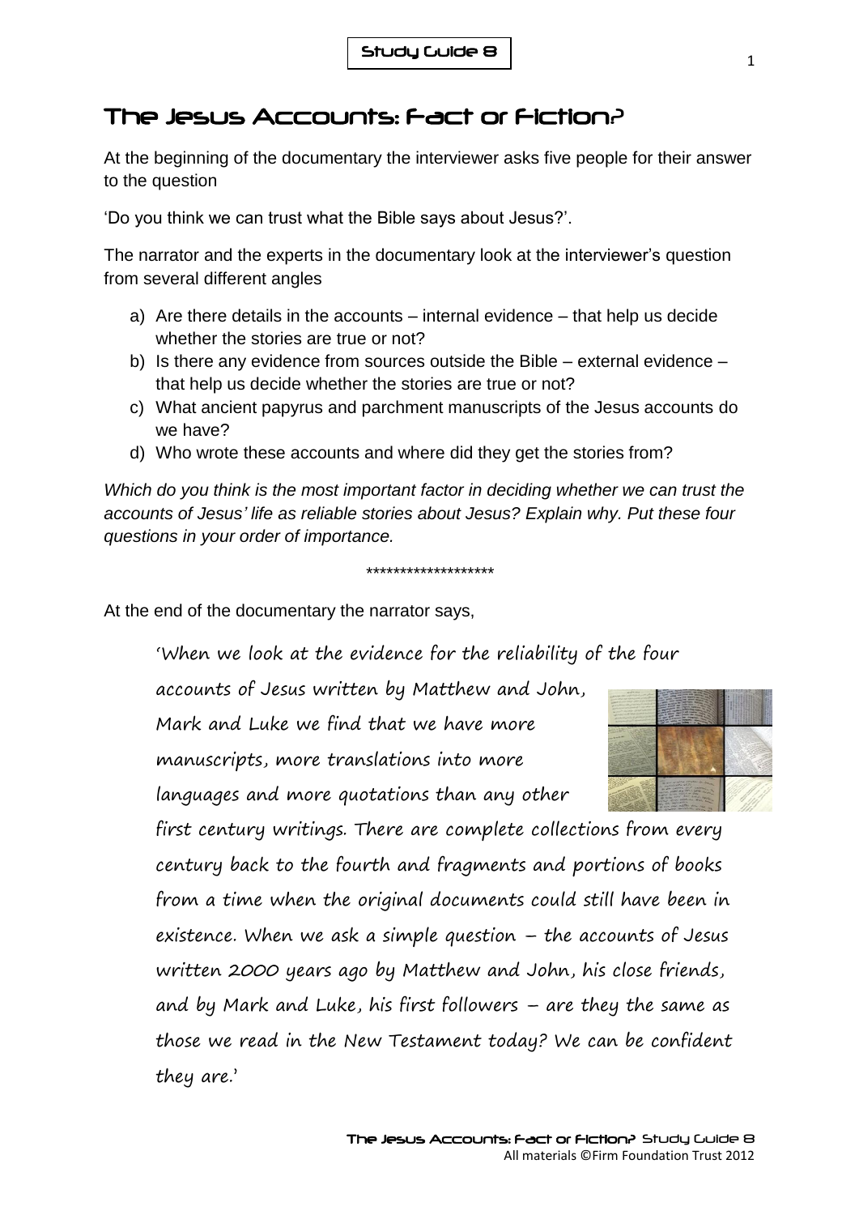Study Guide 8

# The Jesus Accounts: Fact or Fiction?

At the beginning of the documentary the interviewer asks five people for their answer to the question

'Do you think we can trust what the Bible says about Jesus?'.

The narrator and the experts in the documentary look at the interviewer's question from several different angles

a) Are there details in the accounts – internal evidence – that help us decide whether the stories are true or not?
b) Is there any evidence from sources outside the Bible – external evidence – that help us decide whether the stories are true or not?
c) What ancient papyrus and parchment manuscripts of the Jesus accounts do we have?
d) Who wrote these accounts and where did they get the stories from?

*Which do you think is the most important factor in deciding whether we can trust the accounts of Jesus' life as reliable stories about Jesus? Explain why. Put these four questions in your order of importance.*

*******************

At the end of the documentary the narrator says,

> 'When we look at the evidence for the reliability of the four accounts of Jesus written by Matthew and John, Mark and Luke we find that we have more manuscripts, more translations into more languages and more quotations than any other first century writings. There are complete collections from every century back to the fourth and fragments and portions of books from a time when the original documents could still have been in existence. When we ask a simple question – the accounts of Jesus written 2000 years ago by Matthew and John, his close friends, and by Mark and Luke, his first followers – are they the same as those we read in the New Testament today? We can be confident they are.'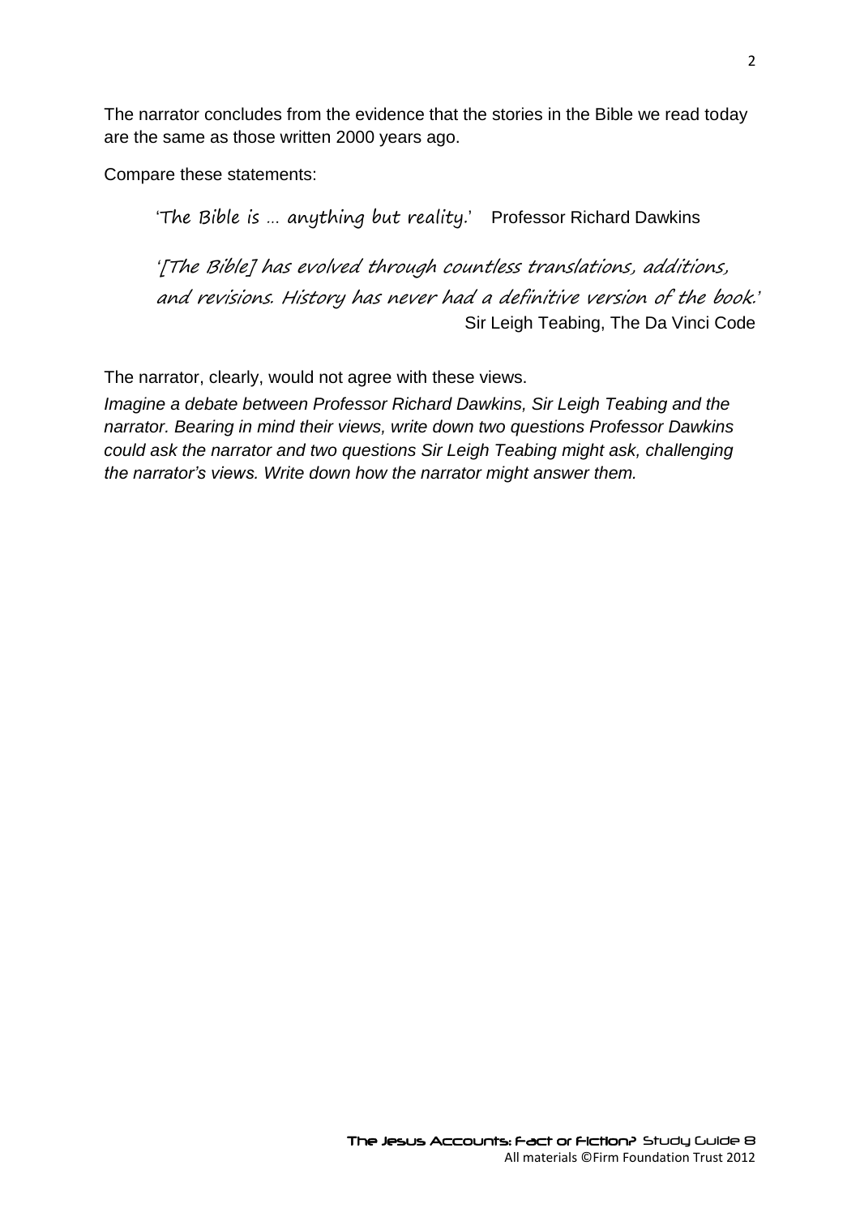The narrator concludes from the evidence that the stories in the Bible we read today are the same as those written 2000 years ago.

Compare these statements:

> 'The Bible is … anything but reality.' Professor Richard Dawkins

> '[The Bible] has evolved through countless translations, additions, and revisions. History has never had a definitive version of the book.'
> Sir Leigh Teabing, The Da Vinci Code

The narrator, clearly, would not agree with these views.

*Imagine a debate between Professor Richard Dawkins, Sir Leigh Teabing and the narrator. Bearing in mind their views, write down two questions Professor Dawkins could ask the narrator and two questions Sir Leigh Teabing might ask, challenging the narrator's views. Write down how the narrator might answer them.*